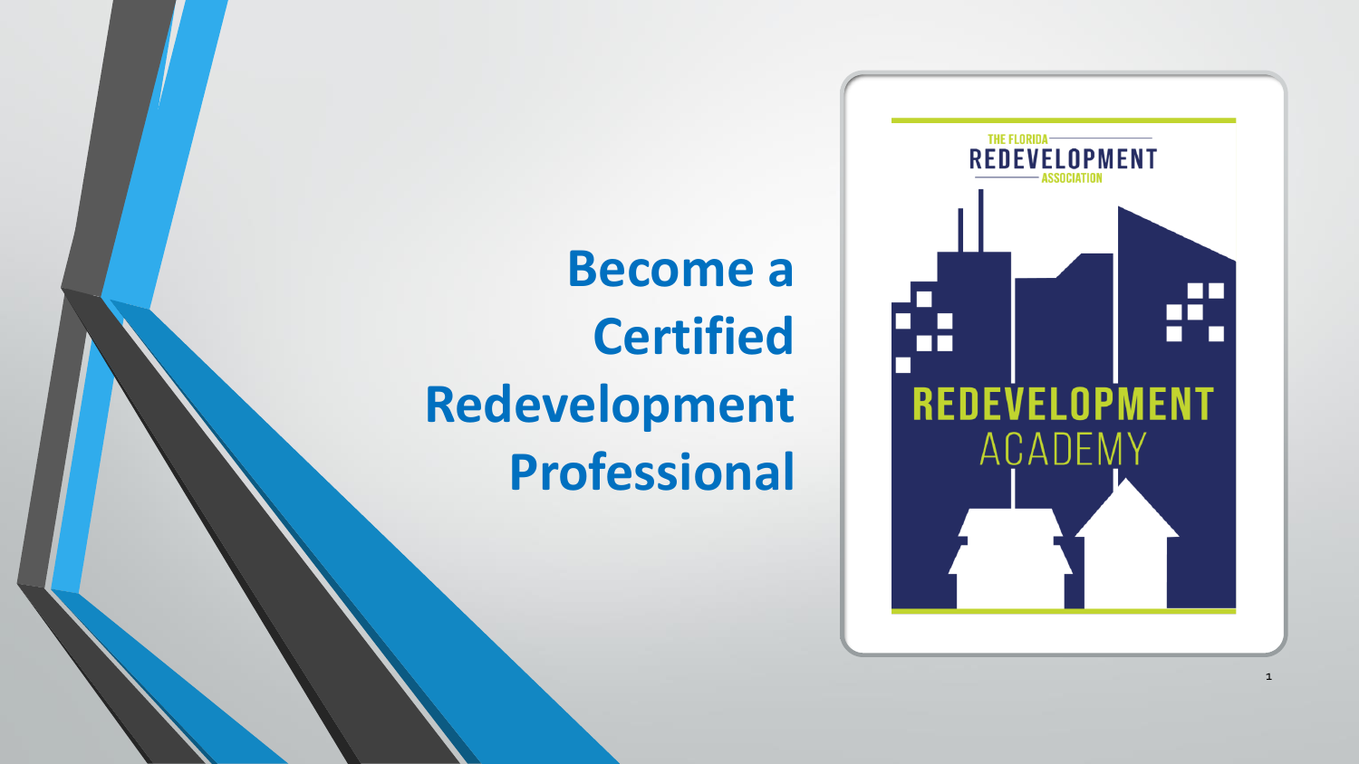# Become a Certified Redevelopment Professional

THE FLORIDA REDEVELOPMENT ASSOCIATION

REDEVELOPMENT ACADEMY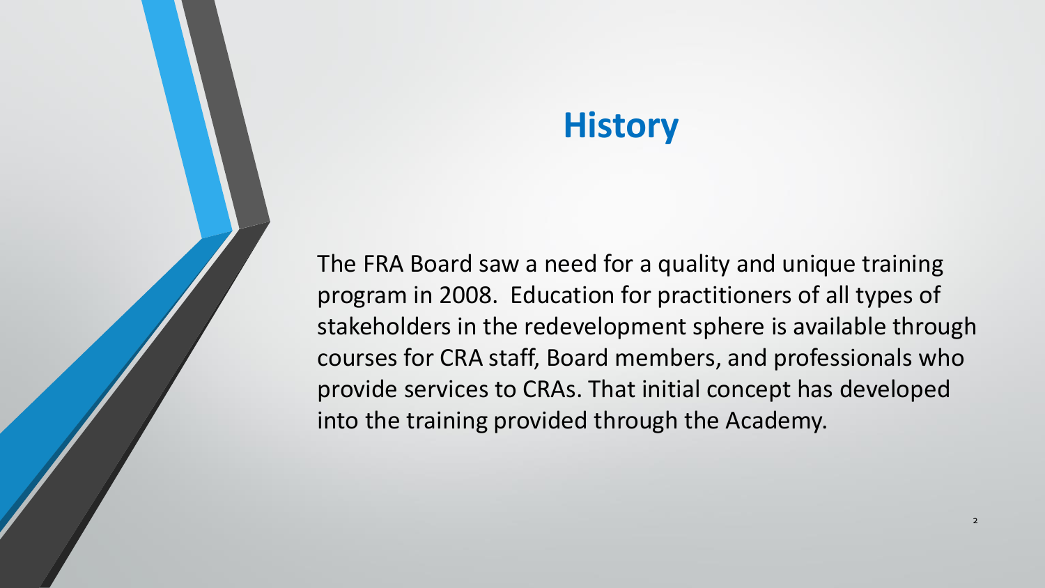# History

The FRA Board saw a need for a quality and unique training program in 2008. Education for practitioners of all types of stakeholders in the redevelopment sphere is available through courses for CRA staff, Board members, and professionals who provide services to CRAs. That initial concept has developed into the training provided through the Academy.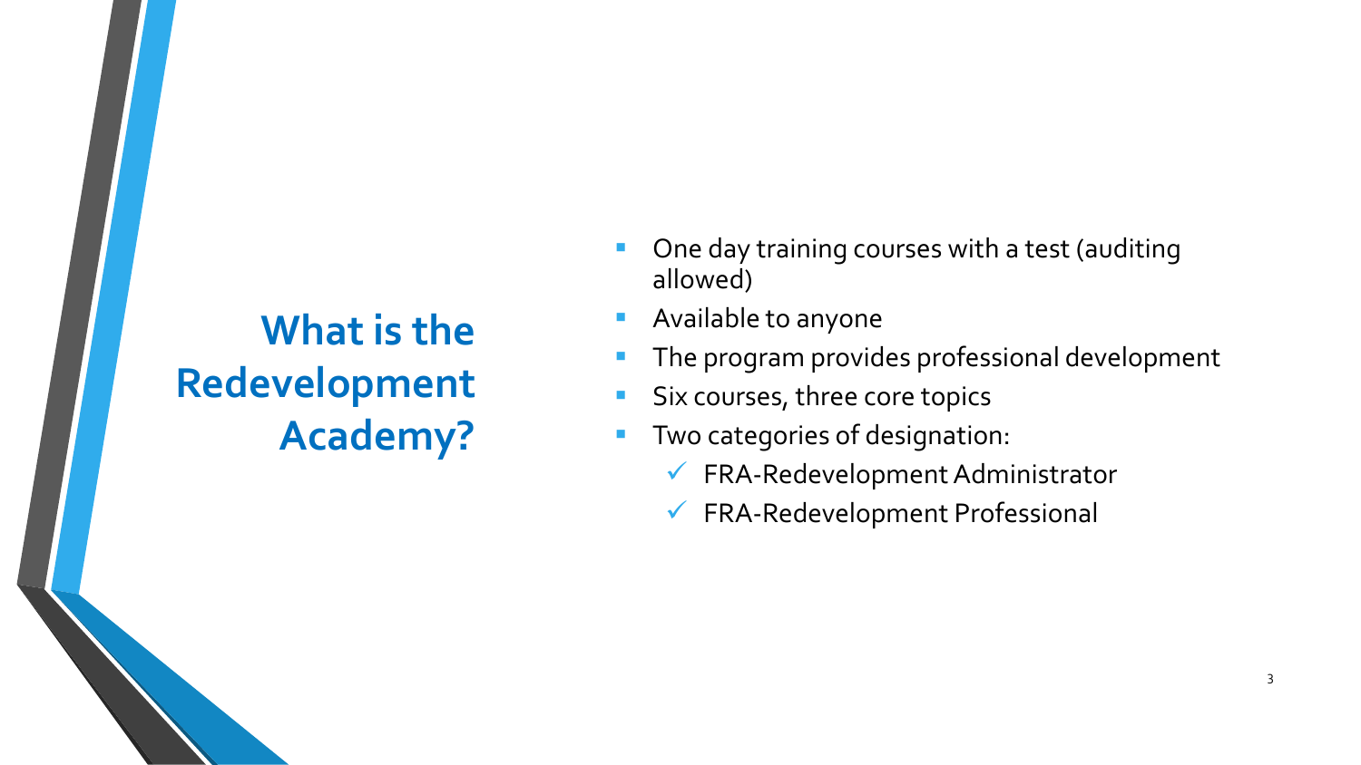# What is the Redevelopment Academy?

- One day training courses with a test (auditing allowed)
- Available to anyone
- The program provides professional development
- Six courses, three core topics
- Two categories of designation:
  - ✓ FRA-Redevelopment Administrator
  - ✓ FRA-Redevelopment Professional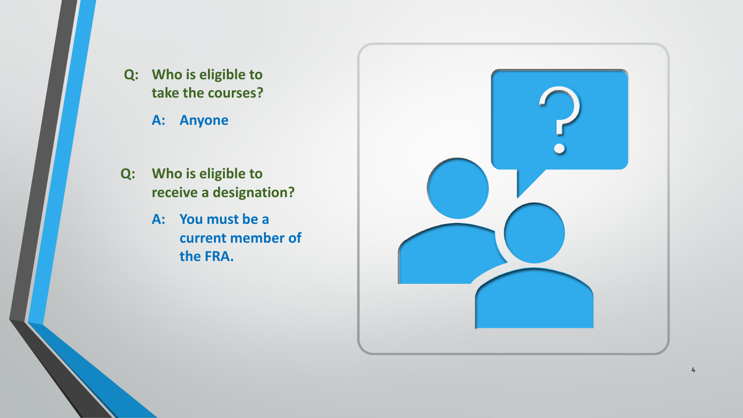**Q: Who is eligible to take the courses?**

**A: Anyone**

**Q: Who is eligible to receive a designation?**

**A: You must be a current member of the FRA.**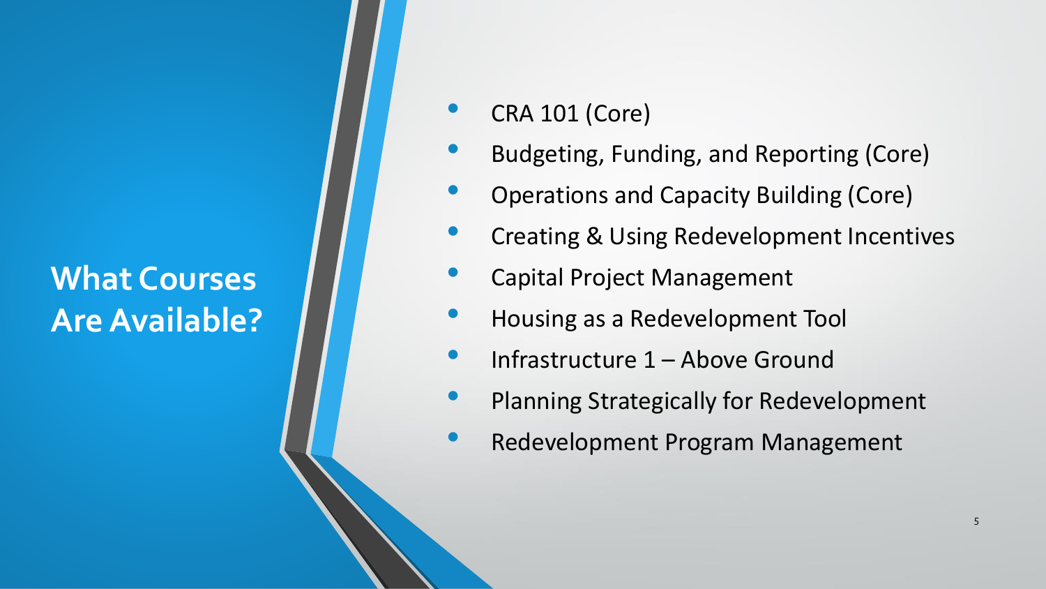## What Courses Are Available?

- CRA 101 (Core)
- Budgeting, Funding, and Reporting (Core)
- Operations and Capacity Building (Core)
- Creating & Using Redevelopment Incentives
- Capital Project Management
- Housing as a Redevelopment Tool
- Infrastructure 1 – Above Ground
- Planning Strategically for Redevelopment
- Redevelopment Program Management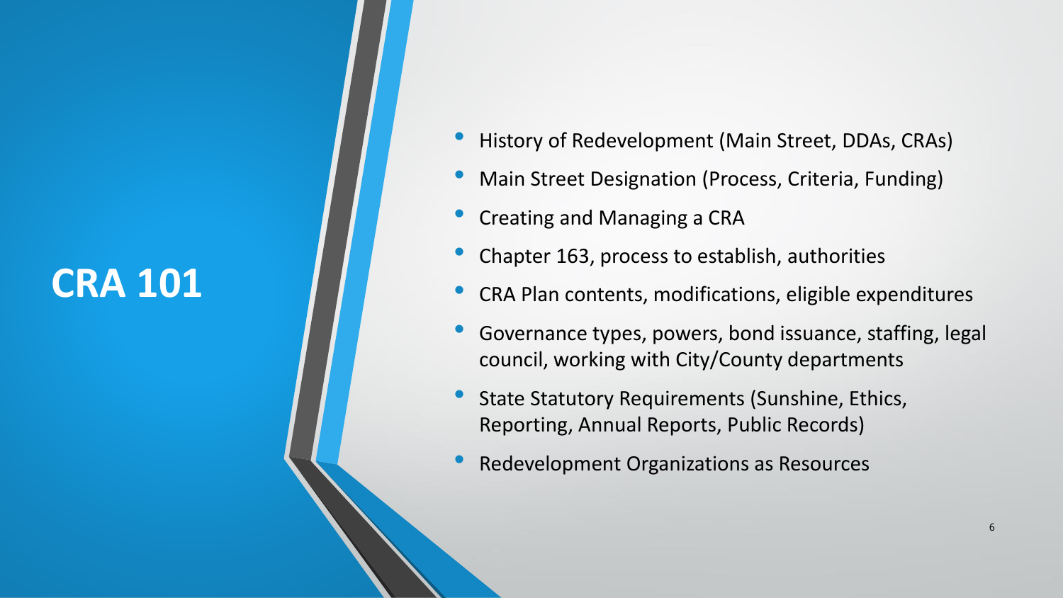# CRA 101

- History of Redevelopment (Main Street, DDAs, CRAs)
- Main Street Designation (Process, Criteria, Funding)
- Creating and Managing a CRA
- Chapter 163, process to establish, authorities
- CRA Plan contents, modifications, eligible expenditures
- Governance types, powers, bond issuance, staffing, legal council, working with City/County departments
- State Statutory Requirements (Sunshine, Ethics, Reporting, Annual Reports, Public Records)
- Redevelopment Organizations as Resources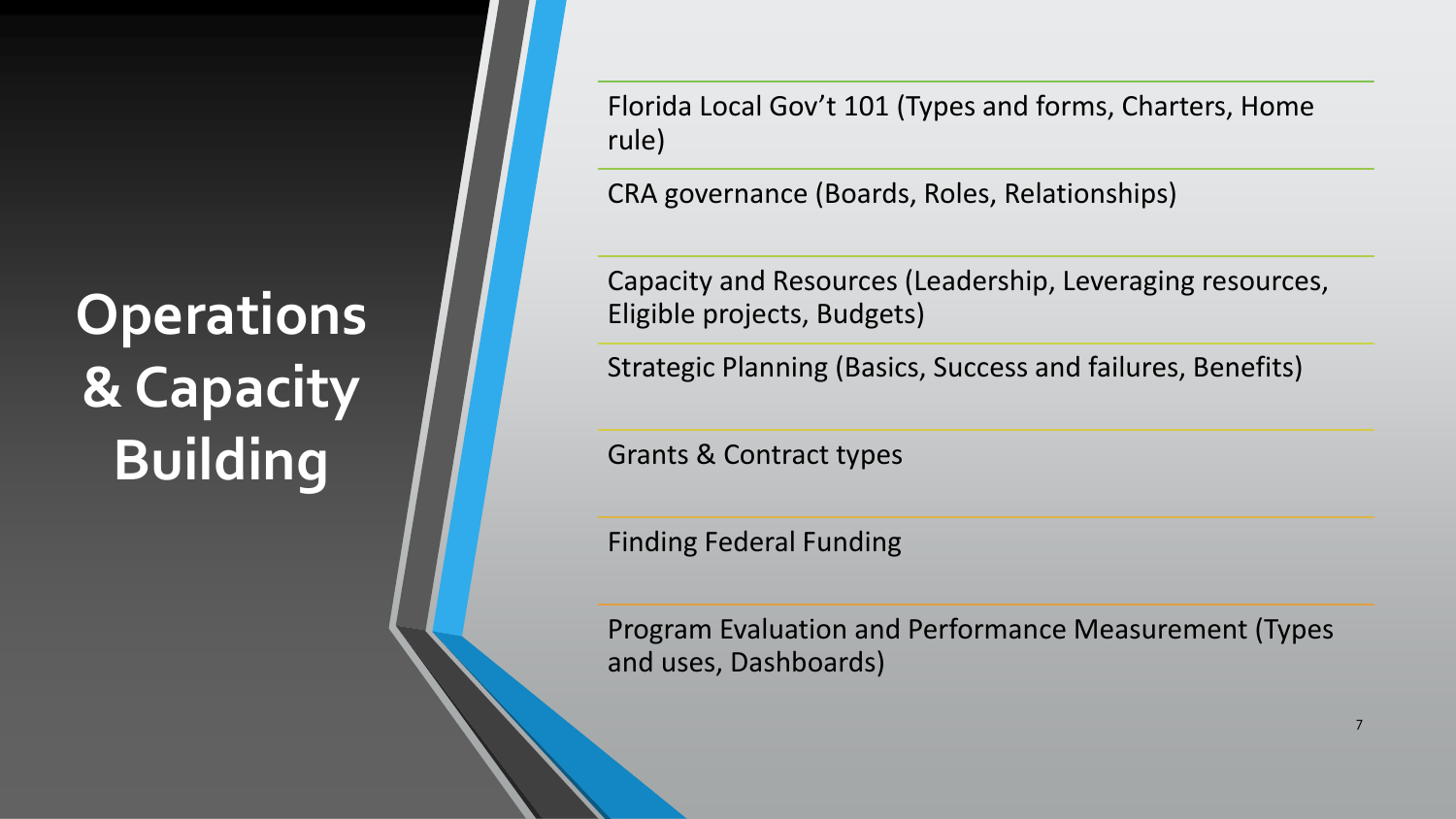# Operations & Capacity Building

- Florida Local Gov't 101 (Types and forms, Charters, Home rule)
- CRA governance (Boards, Roles, Relationships)
- Capacity and Resources (Leadership, Leveraging resources, Eligible projects, Budgets)
- Strategic Planning (Basics, Success and failures, Benefits)
- Grants & Contract types
- Finding Federal Funding
- Program Evaluation and Performance Measurement (Types and uses, Dashboards)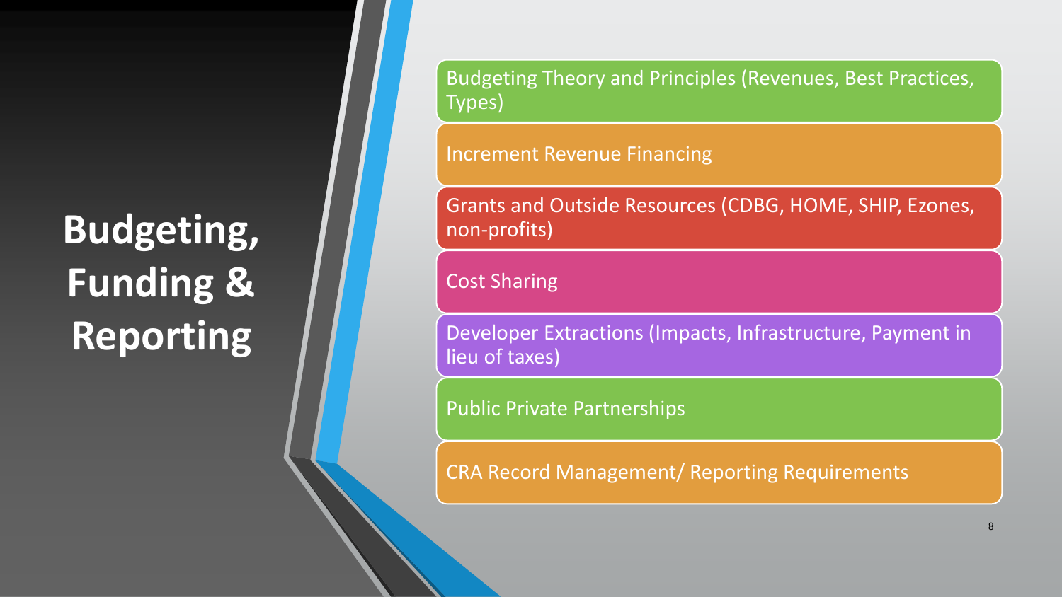# Budgeting, Funding & Reporting

- Budgeting Theory and Principles (Revenues, Best Practices, Types)
- Increment Revenue Financing
- Grants and Outside Resources (CDBG, HOME, SHIP, Ezones, non-profits)
- Cost Sharing
- Developer Extractions (Impacts, Infrastructure, Payment in lieu of taxes)
- Public Private Partnerships
- CRA Record Management/ Reporting Requirements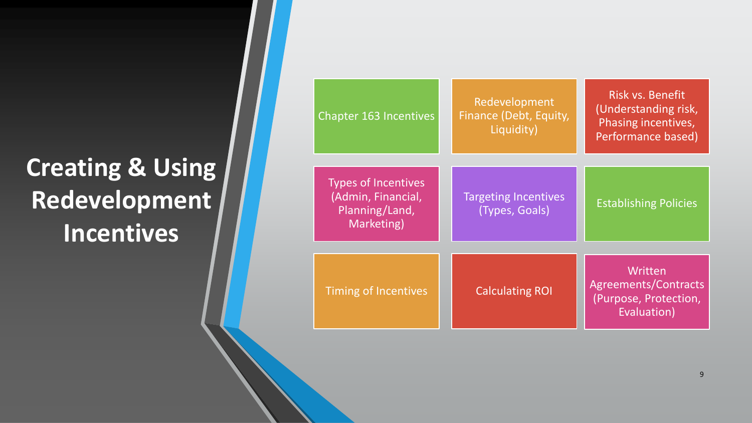# Creating & Using Redevelopment Incentives

- Chapter 163 Incentives
- Redevelopment Finance (Debt, Equity, Liquidity)
- Risk vs. Benefit (Understanding risk, Phasing incentives, Performance based)
- Types of Incentives (Admin, Financial, Planning/Land, Marketing)
- Targeting Incentives (Types, Goals)
- Establishing Policies
- Timing of Incentives
- Calculating ROI
- Written Agreements/Contracts (Purpose, Protection, Evaluation)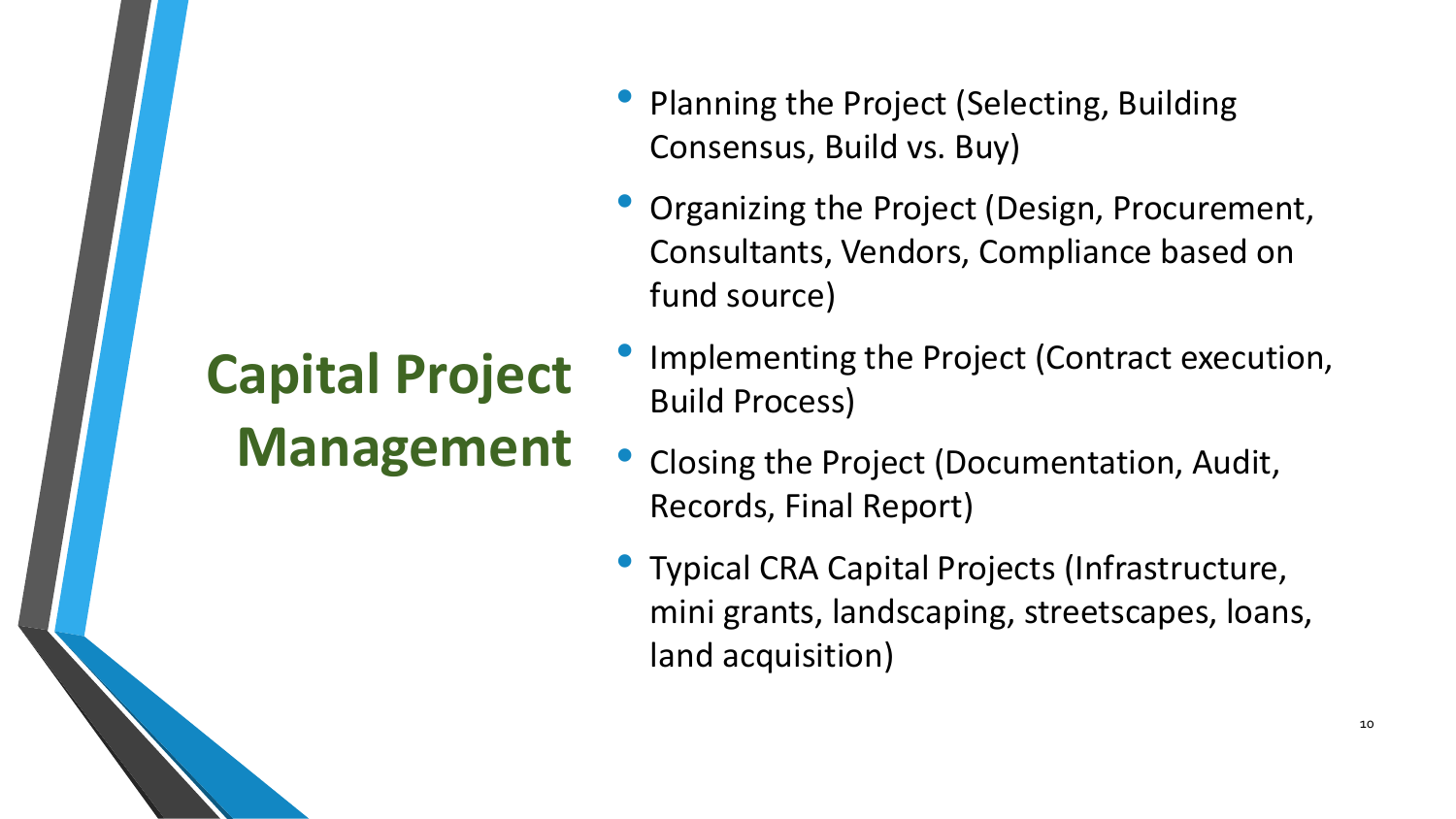# Capital Project Management

- Planning the Project (Selecting, Building Consensus, Build vs. Buy)
- Organizing the Project (Design, Procurement, Consultants, Vendors, Compliance based on fund source)
- Implementing the Project (Contract execution, Build Process)
- Closing the Project (Documentation, Audit, Records, Final Report)
- Typical CRA Capital Projects (Infrastructure, mini grants, landscaping, streetscapes, loans, land acquisition)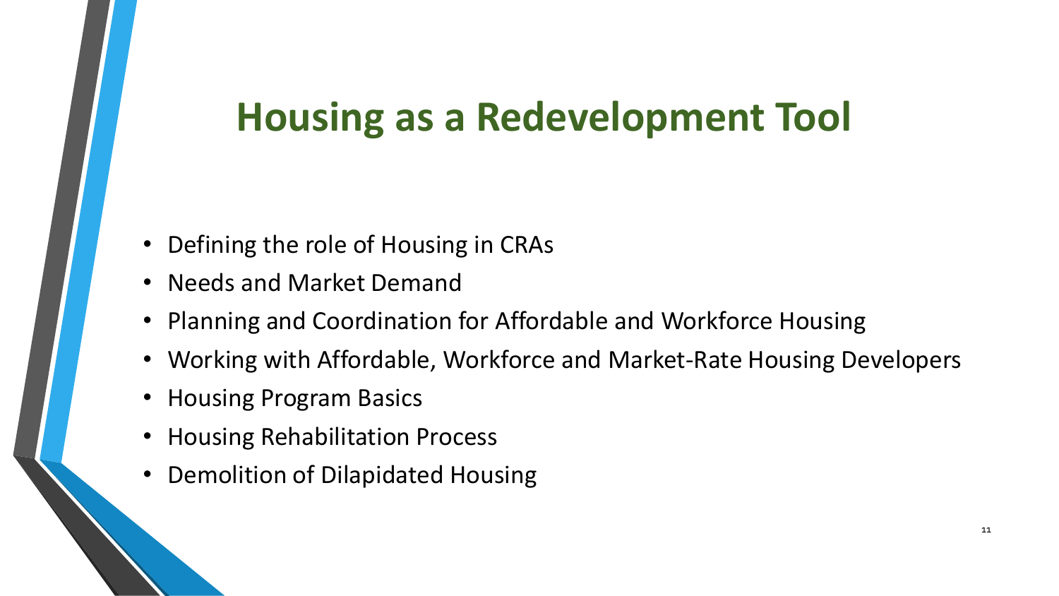# Housing as a Redevelopment Tool

- Defining the role of Housing in CRAs
- Needs and Market Demand
- Planning and Coordination for Affordable and Workforce Housing
- Working with Affordable, Workforce and Market-Rate Housing Developers
- Housing Program Basics
- Housing Rehabilitation Process
- Demolition of Dilapidated Housing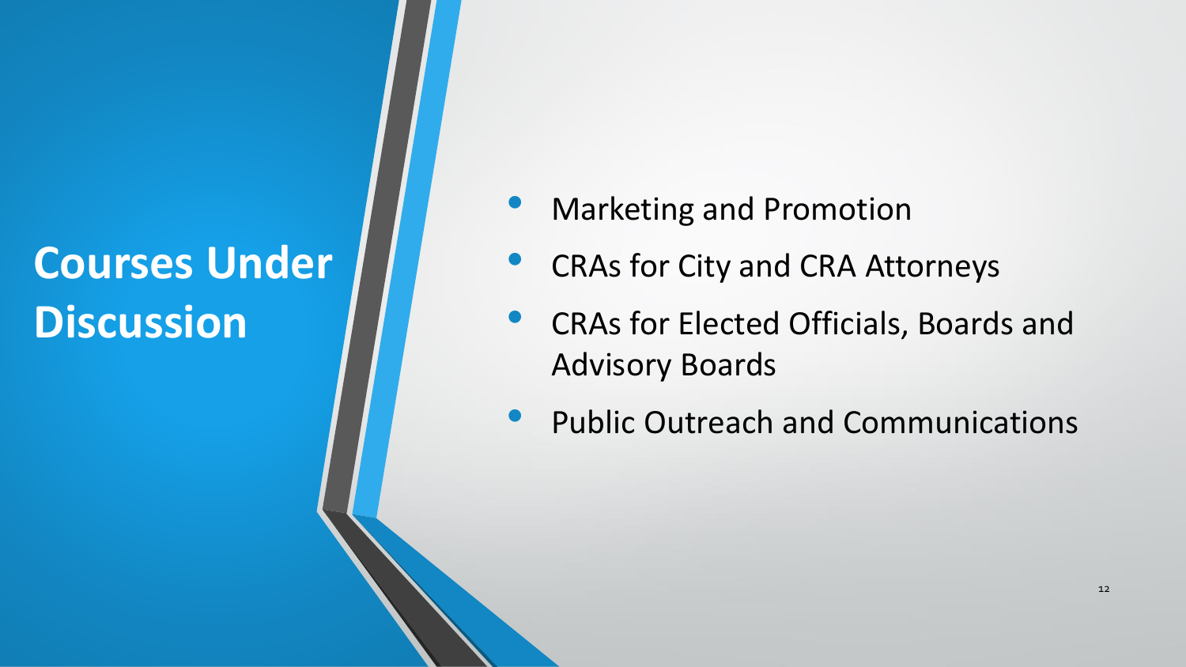# Courses Under Discussion

- Marketing and Promotion
- CRAs for City and CRA Attorneys
- CRAs for Elected Officials, Boards and Advisory Boards
- Public Outreach and Communications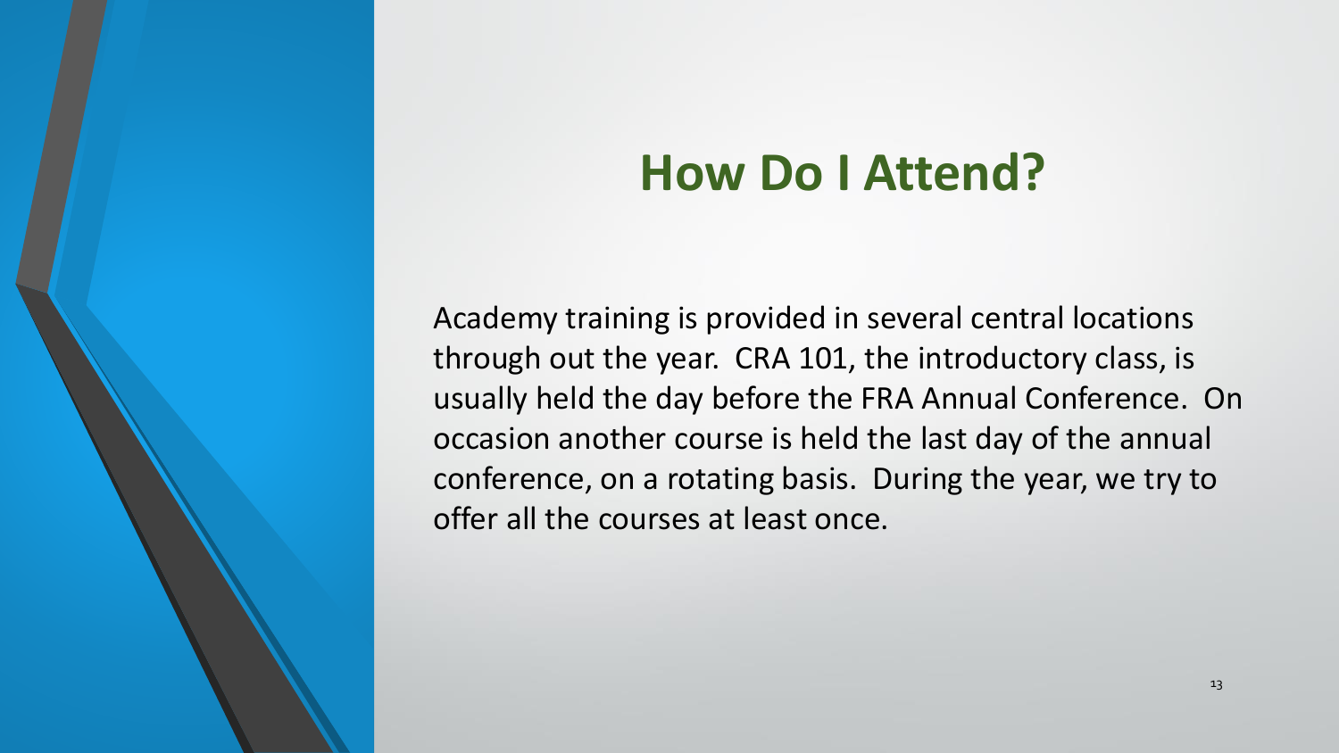# How Do I Attend?

Academy training is provided in several central locations through out the year. CRA 101, the introductory class, is usually held the day before the FRA Annual Conference. On occasion another course is held the last day of the annual conference, on a rotating basis. During the year, we try to offer all the courses at least once.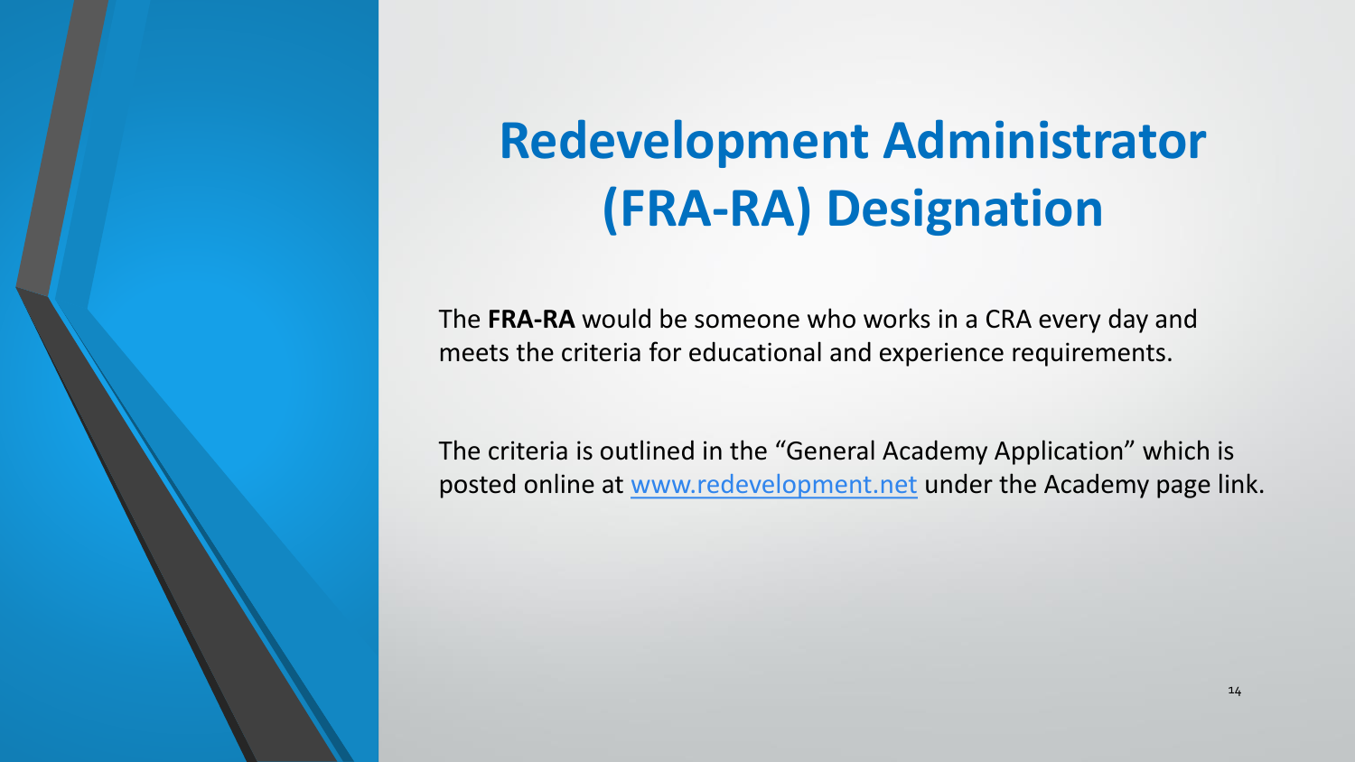# Redevelopment Administrator (FRA-RA) Designation

The **FRA-RA** would be someone who works in a CRA every day and meets the criteria for educational and experience requirements.

The criteria is outlined in the "General Academy Application" which is posted online at [www.redevelopment.net](http://www.redevelopment.net) under the Academy page link.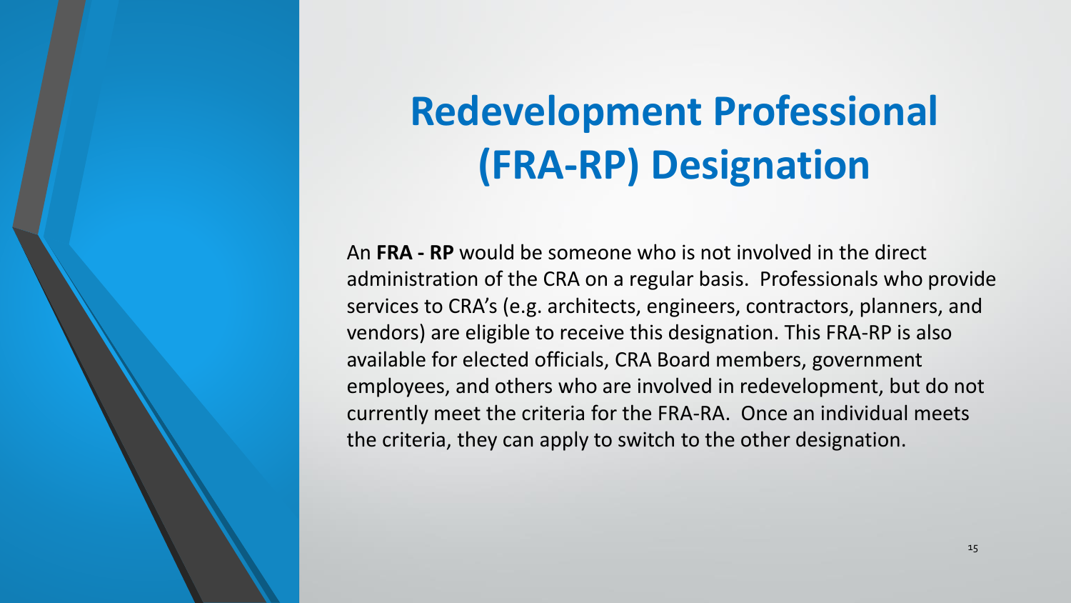# Redevelopment Professional (FRA-RP) Designation

An **FRA - RP** would be someone who is not involved in the direct administration of the CRA on a regular basis. Professionals who provide services to CRA's (e.g. architects, engineers, contractors, planners, and vendors) are eligible to receive this designation. This FRA-RP is also available for elected officials, CRA Board members, government employees, and others who are involved in redevelopment, but do not currently meet the criteria for the FRA-RA. Once an individual meets the criteria, they can apply to switch to the other designation.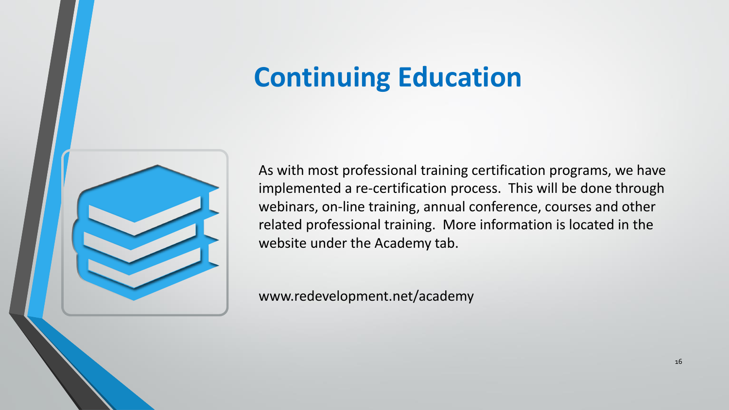# Continuing Education

As with most professional training certification programs, we have implemented a re-certification process. This will be done through webinars, on-line training, annual conference, courses and other related professional training. More information is located in the website under the Academy tab.

www.redevelopment.net/academy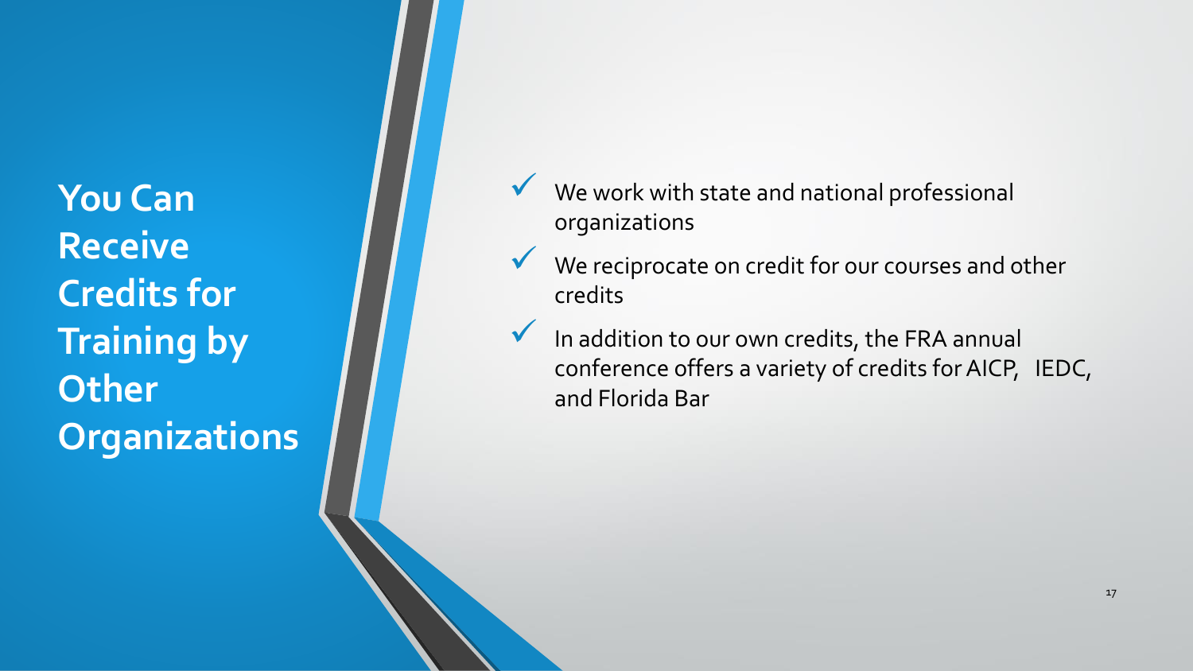# You Can Receive Credits for Training by Other Organizations

- We work with state and national professional organizations
- We reciprocate on credit for our courses and other credits
- In addition to our own credits, the FRA annual conference offers a variety of credits for AICP, IEDC, and Florida Bar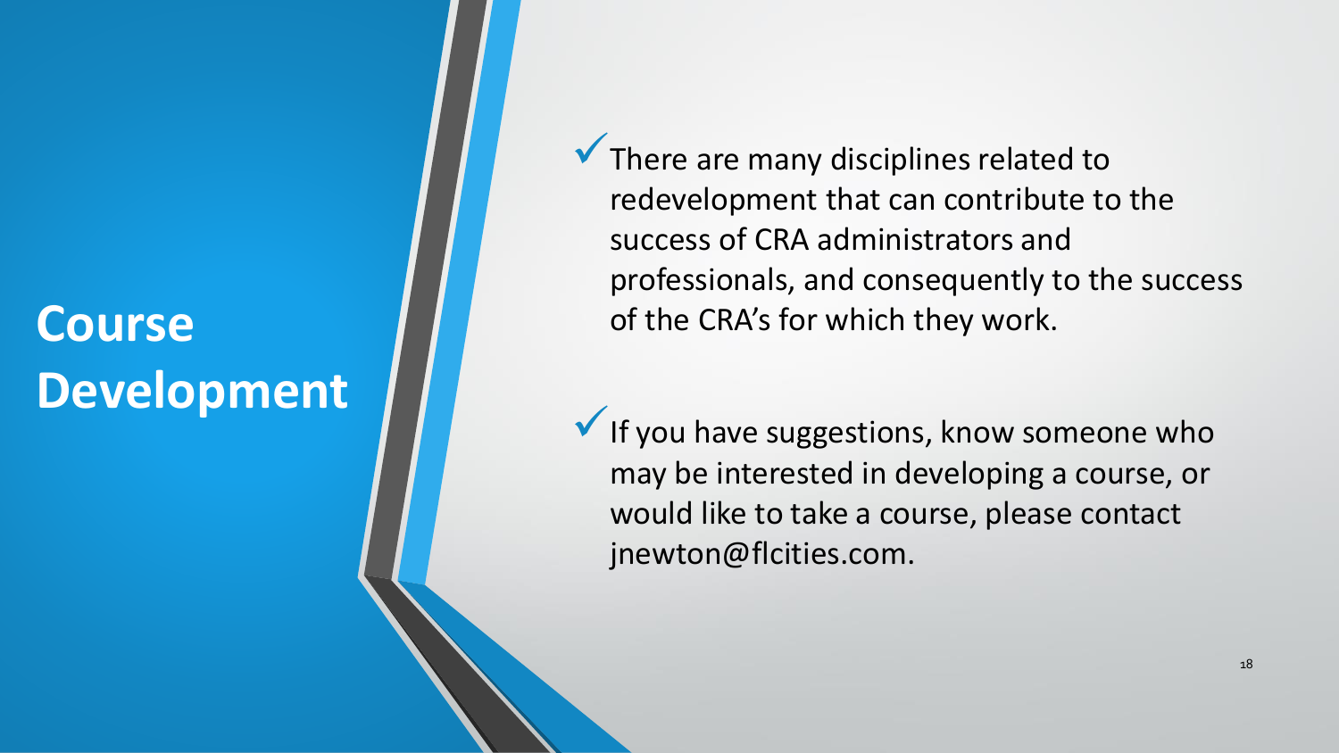# Course Development

- ✓ There are many disciplines related to redevelopment that can contribute to the success of CRA administrators and professionals, and consequently to the success of the CRA's for which they work.
- ✓ If you have suggestions, know someone who may be interested in developing a course, or would like to take a course, please contact jnewton@flcities.com.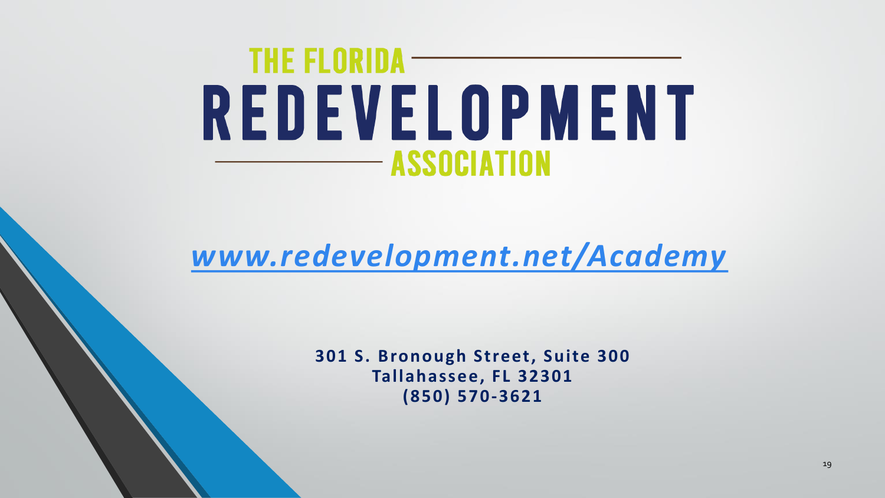# THE FLORIDA REDEVELOPMENT ASSOCIATION

[www.redevelopment.net/Academy](http://www.redevelopment.net/Academy)

**301 S. Bronough Street, Suite 300**
**Tallahassee, FL 32301**
**(850) 570-3621**